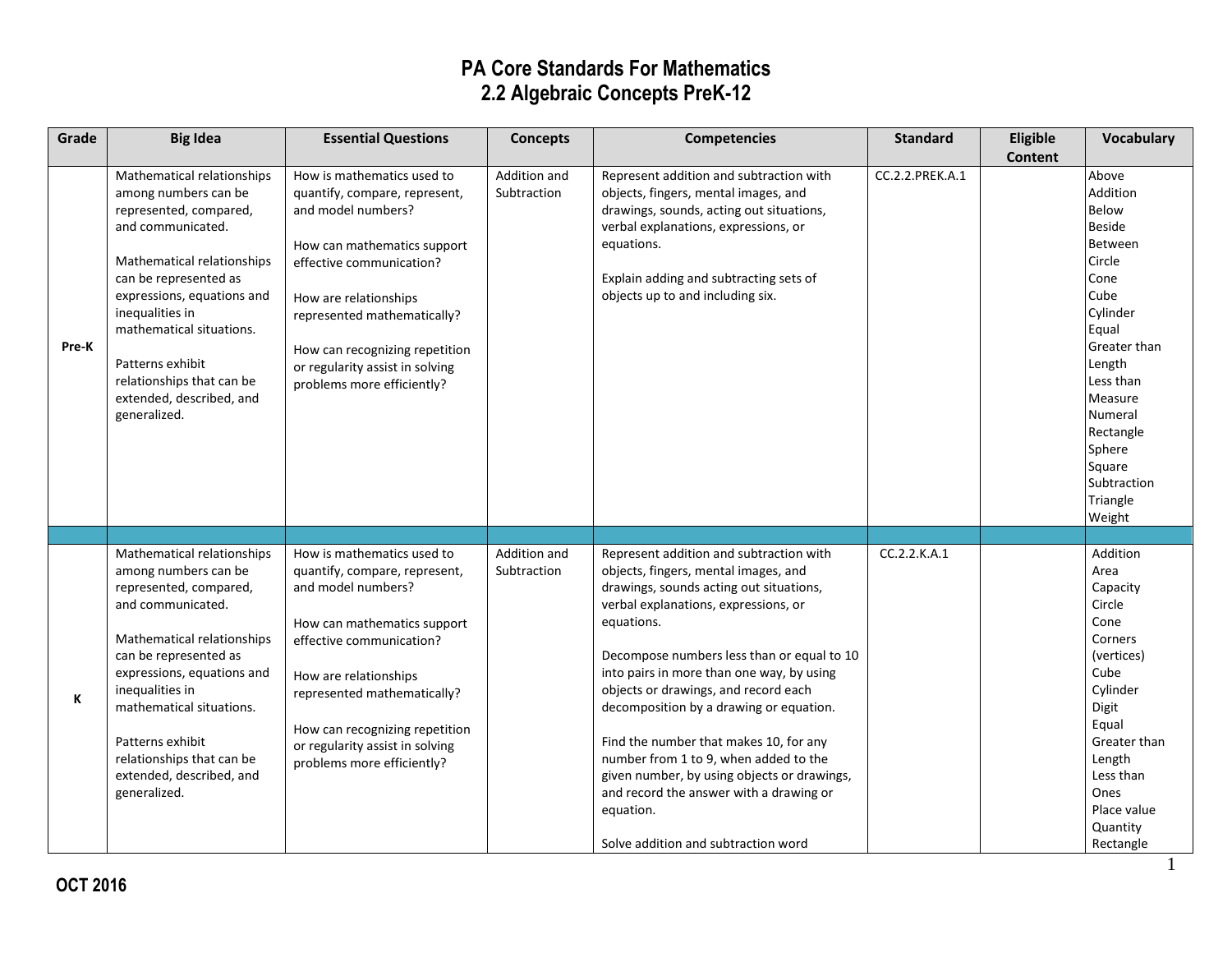# PA Core Standards For Mathematics
## 2.2 Algebraic Concepts PreK-12

| Grade | Big Idea | Essential Questions | Concepts | Competencies | Standard | Eligible Content | Vocabulary |
|---|---|---|---|---|---|---|---|
| Pre-K | Mathematical relationships among numbers can be represented, compared, and communicated.<br><br>Mathematical relationships can be represented as expressions, equations and inequalities in mathematical situations.<br><br>Patterns exhibit relationships that can be extended, described, and generalized. | How is mathematics used to quantify, compare, represent, and model numbers?<br><br>How can mathematics support effective communication?<br><br>How are relationships represented mathematically?<br><br>How can recognizing repetition or regularity assist in solving problems more efficiently? | Addition and Subtraction | Represent addition and subtraction with objects, fingers, mental images, and drawings, sounds, acting out situations, verbal explanations, expressions, or equations.<br><br>Explain adding and subtracting sets of objects up to and including six. | CC.2.2.PREK.A.1 | | Above<br>Addition<br>Below<br>Beside<br>Between<br>Circle<br>Cone<br>Cube<br>Cylinder<br>Equal<br>Greater than<br>Length<br>Less than<br>Measure<br>Numeral<br>Rectangle<br>Sphere<br>Square<br>Subtraction<br>Triangle<br>Weight |
| | | | | | | | |
| K | Mathematical relationships among numbers can be represented, compared, and communicated.<br><br>Mathematical relationships can be represented as expressions, equations and inequalities in mathematical situations.<br><br>Patterns exhibit relationships that can be extended, described, and generalized. | How is mathematics used to quantify, compare, represent, and model numbers?<br><br>How can mathematics support effective communication?<br><br>How are relationships represented mathematically?<br><br>How can recognizing repetition or regularity assist in solving problems more efficiently? | Addition and Subtraction | Represent addition and subtraction with objects, fingers, mental images, and drawings, sounds acting out situations, verbal explanations, expressions, or equations.<br><br>Decompose numbers less than or equal to 10 into pairs in more than one way, by using objects or drawings, and record each decomposition by a drawing or equation.<br><br>Find the number that makes 10, for any number from 1 to 9, when added to the given number, by using objects or drawings, and record the answer with a drawing or equation.<br><br>Solve addition and subtraction word | CC.2.2.K.A.1 | | Addition<br>Area<br>Capacity<br>Circle<br>Cone<br>Corners (vertices)<br>Cube<br>Cylinder<br>Digit<br>Equal<br>Greater than<br>Length<br>Less than<br>Ones<br>Place value<br>Quantity<br>Rectangle |

OCT 2016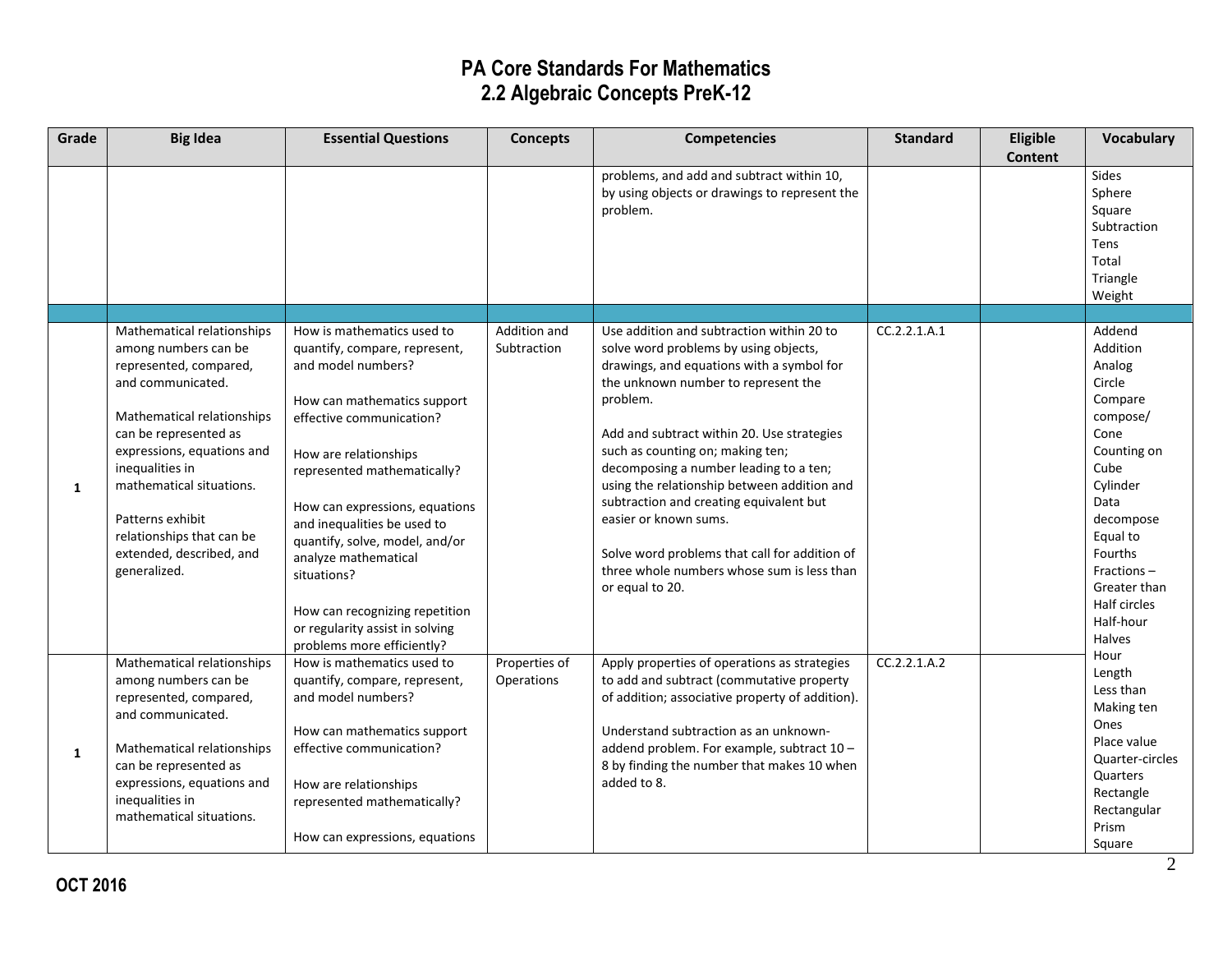# PA Core Standards For Mathematics
## 2.2 Algebraic Concepts PreK-12

| Grade | Big Idea | Essential Questions | Concepts | Competencies | Standard | Eligible Content | Vocabulary |
|---|---|---|---|---|---|---|---|
| | | | | problems, and add and subtract within 10, by using objects or drawings to represent the problem. | | | Sides<br>Sphere<br>Square<br>Subtraction<br>Tens<br>Total<br>Triangle<br>Weight |
| | | | | | | | |
| 1 | Mathematical relationships among numbers can be represented, compared, and communicated.<br><br>Mathematical relationships can be represented as expressions, equations and inequalities in mathematical situations.<br><br>Patterns exhibit relationships that can be extended, described, and generalized. | How is mathematics used to quantify, compare, represent, and model numbers?<br><br>How can mathematics support effective communication?<br><br>How are relationships represented mathematically?<br><br>How can expressions, equations and inequalities be used to quantify, solve, model, and/or analyze mathematical situations?<br><br>How can recognizing repetition or regularity assist in solving problems more efficiently? | Addition and Subtraction | Use addition and subtraction within 20 to solve word problems by using objects, drawings, and equations with a symbol for the unknown number to represent the problem.<br><br>Add and subtract within 20. Use strategies such as counting on; making ten; decomposing a number leading to a ten; using the relationship between addition and subtraction and creating equivalent but easier or known sums.<br><br>Solve word problems that call for addition of three whole numbers whose sum is less than or equal to 20. | CC.2.2.1.A.1 | | Addend<br>Addition<br>Analog<br>Circle<br>Compare<br>compose/<br>Cone<br>Counting on<br>Cube<br>Cylinder<br>Data<br>decompose<br>Equal to<br>Fourths<br>Fractions –<br>Greater than<br>Half circles<br>Half-hour<br>Halves<br>Hour<br>Length<br>Less than<br>Making ten<br>Ones<br>Place value<br>Quarter-circles<br>Quarters<br>Rectangle<br>Rectangular Prism<br>Square |
| 1 | Mathematical relationships among numbers can be represented, compared, and communicated.<br><br>Mathematical relationships can be represented as expressions, equations and inequalities in mathematical situations. | How is mathematics used to quantify, compare, represent, and model numbers?<br><br>How can mathematics support effective communication?<br><br>How are relationships represented mathematically?<br><br>How can expressions, equations | Properties of Operations | Apply properties of operations as strategies to add and subtract (commutative property of addition; associative property of addition).<br><br>Understand subtraction as an unknown-addend problem. For example, subtract 10 – 8 by finding the number that makes 10 when added to 8. | CC.2.2.1.A.2 | | |

OCT 2016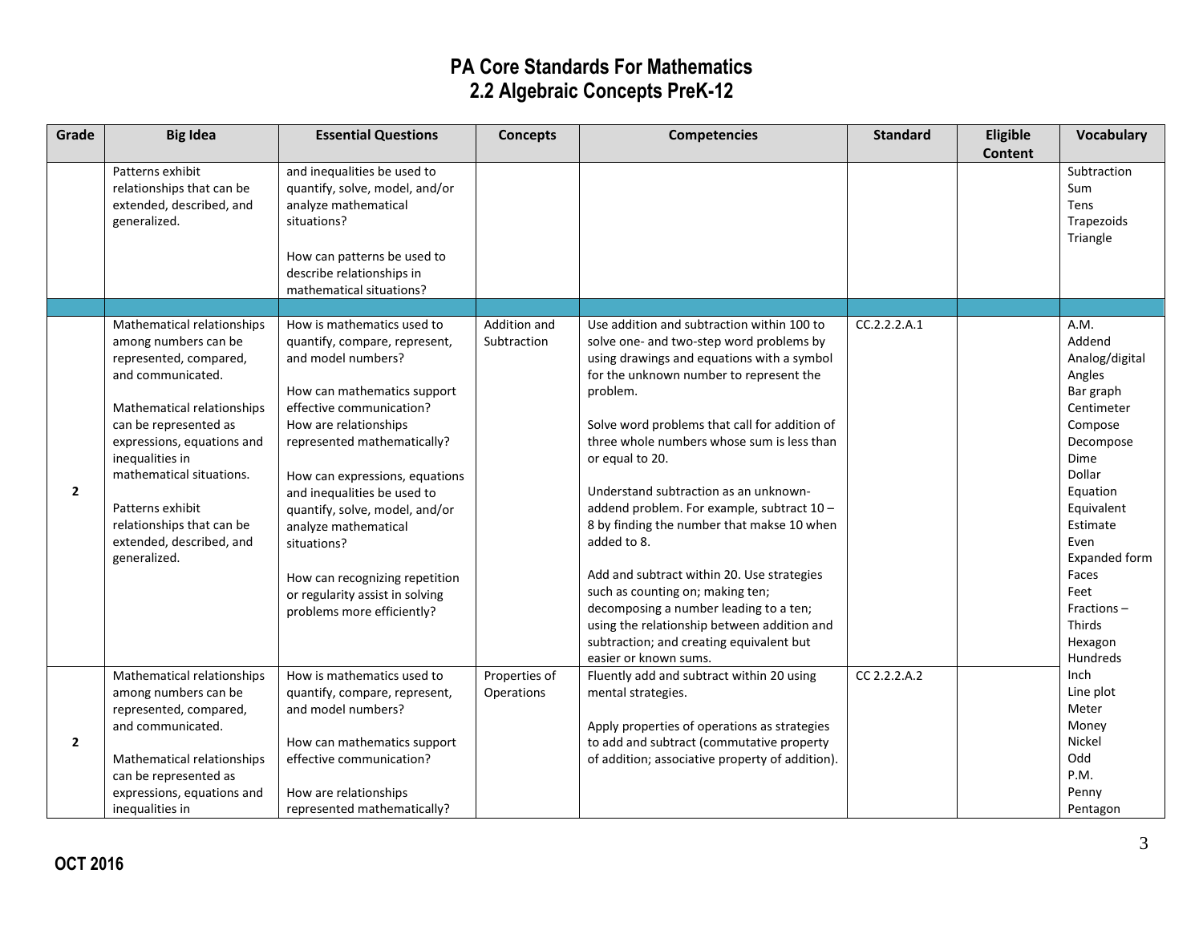# PA Core Standards For Mathematics
## 2.2 Algebraic Concepts PreK-12

| Grade | Big Idea | Essential Questions | Concepts | Competencies | Standard | Eligible Content | Vocabulary |
|---|---|---|---|---|---|---|---|
| | Patterns exhibit relationships that can be extended, described, and generalized. | and inequalities be used to quantify, solve, model, and/or analyze mathematical situations?<br><br>How can patterns be used to describe relationships in mathematical situations? | | | | | Subtraction<br>Sum<br>Tens<br>Trapezoids<br>Triangle |
| | | | | | | | |
| 2 | Mathematical relationships among numbers can be represented, compared, and communicated.<br><br>Mathematical relationships can be represented as expressions, equations and inequalities in mathematical situations.<br><br>Patterns exhibit relationships that can be extended, described, and generalized. | How is mathematics used to quantify, compare, represent, and model numbers?<br><br>How can mathematics support effective communication?<br>How are relationships represented mathematically?<br><br>How can expressions, equations and inequalities be used to quantify, solve, model, and/or analyze mathematical situations?<br><br>How can recognizing repetition or regularity assist in solving problems more efficiently? | Addition and Subtraction | Use addition and subtraction within 100 to solve one- and two-step word problems by using drawings and equations with a symbol for the unknown number to represent the problem.<br><br>Solve word problems that call for addition of three whole numbers whose sum is less than or equal to 20.<br><br>Understand subtraction as an unknown-addend problem. For example, subtract 10 – 8 by finding the number that makse 10 when added to 8.<br><br>Add and subtract within 20. Use strategies such as counting on; making ten; decomposing a number leading to a ten; using the relationship between addition and subtraction; and creating equivalent but easier or known sums. | CC.2.2.2.A.1 | | A.M.<br>Addend<br>Analog/digital<br>Angles<br>Bar graph<br>Centimeter<br>Compose<br>Decompose<br>Dime<br>Dollar<br>Equation<br>Equivalent<br>Estimate<br>Even<br>Expanded form<br>Faces<br>Feet<br>Fractions – Thirds<br>Hexagon<br>Hundreds<br>Inch<br>Line plot<br>Meter<br>Money<br>Nickel<br>Odd<br>P.M.<br>Penny<br>Pentagon |
| 2 | Mathematical relationships among numbers can be represented, compared, and communicated.<br><br>Mathematical relationships can be represented as expressions, equations and inequalities in | How is mathematics used to quantify, compare, represent, and model numbers?<br><br>How can mathematics support effective communication?<br><br>How are relationships represented mathematically? | Properties of Operations | Fluently add and subtract within 20 using mental strategies.<br><br>Apply properties of operations as strategies to add and subtract (commutative property of addition; associative property of addition). | CC 2.2.2.A.2 | | |

OCT 2016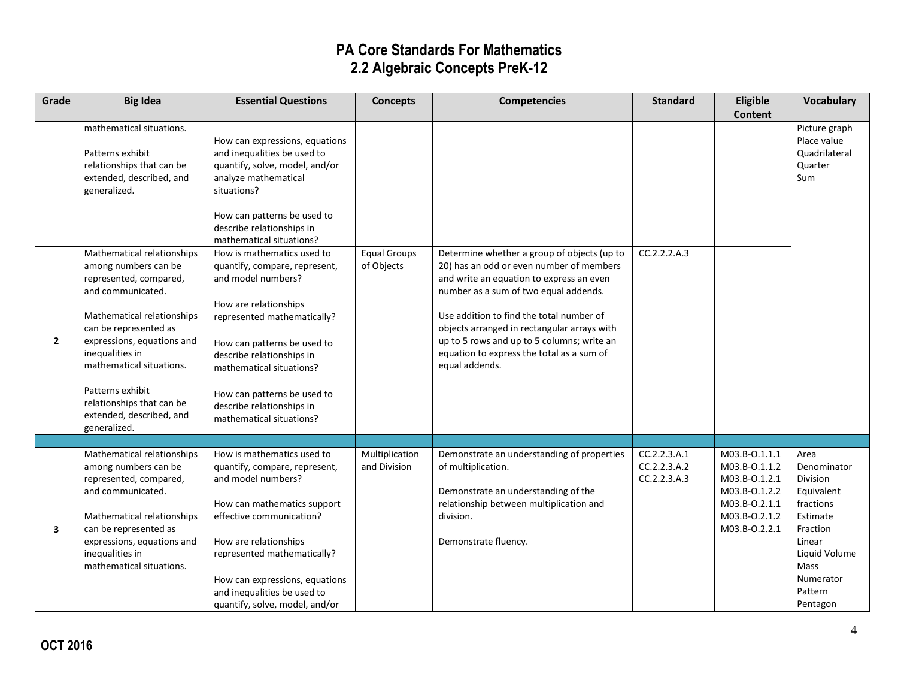# PA Core Standards For Mathematics
## 2.2 Algebraic Concepts PreK-12

| Grade | Big Idea | Essential Questions | Concepts | Competencies | Standard | Eligible Content | Vocabulary |
|---|---|---|---|---|---|---|---|
| | mathematical situations.<br><br>Patterns exhibit relationships that can be extended, described, and generalized. | How can expressions, equations and inequalities be used to quantify, solve, model, and/or analyze mathematical situations?<br><br>How can patterns be used to describe relationships in mathematical situations? | | | | | Picture graph<br>Place value<br>Quadrilateral<br>Quarter<br>Sum |
| 2 | Mathematical relationships among numbers can be represented, compared, and communicated.<br><br>Mathematical relationships can be represented as expressions, equations and inequalities in mathematical situations.<br><br>Patterns exhibit relationships that can be extended, described, and generalized. | How is mathematics used to quantify, compare, represent, and model numbers?<br><br>How are relationships represented mathematically?<br><br>How can patterns be used to describe relationships in mathematical situations?<br><br>How can patterns be used to describe relationships in mathematical situations? | Equal Groups of Objects | Determine whether a group of objects (up to 20) has an odd or even number of members and write an equation to express an even number as a sum of two equal addends.<br><br>Use addition to find the total number of objects arranged in rectangular arrays with up to 5 rows and up to 5 columns; write an equation to express the total as a sum of equal addends. | CC.2.2.2.A.3 | | |
| | | | | | | | |
| 3 | Mathematical relationships among numbers can be represented, compared, and communicated.<br><br>Mathematical relationships can be represented as expressions, equations and inequalities in mathematical situations. | How is mathematics used to quantify, compare, represent, and model numbers?<br><br>How can mathematics support effective communication?<br><br>How are relationships represented mathematically?<br><br>How can expressions, equations and inequalities be used to quantify, solve, model, and/or | Multiplication and Division | Demonstrate an understanding of properties of multiplication.<br><br>Demonstrate an understanding of the relationship between multiplication and division.<br><br>Demonstrate fluency. | CC.2.2.3.A.1<br>CC.2.2.3.A.2<br>CC.2.2.3.A.3 | M03.B-O.1.1.1<br>M03.B-O.1.1.2<br>M03.B-O.1.2.1<br>M03.B-O.1.2.2<br>M03.B-O.2.1.1<br>M03.B-O.2.1.2<br>M03.B-O.2.2.1 | Area<br>Denominator<br>Division<br>Equivalent fractions<br>Estimate<br>Fraction<br>Linear<br>Liquid Volume<br>Mass<br>Numerator<br>Pattern<br>Pentagon |

OCT 2016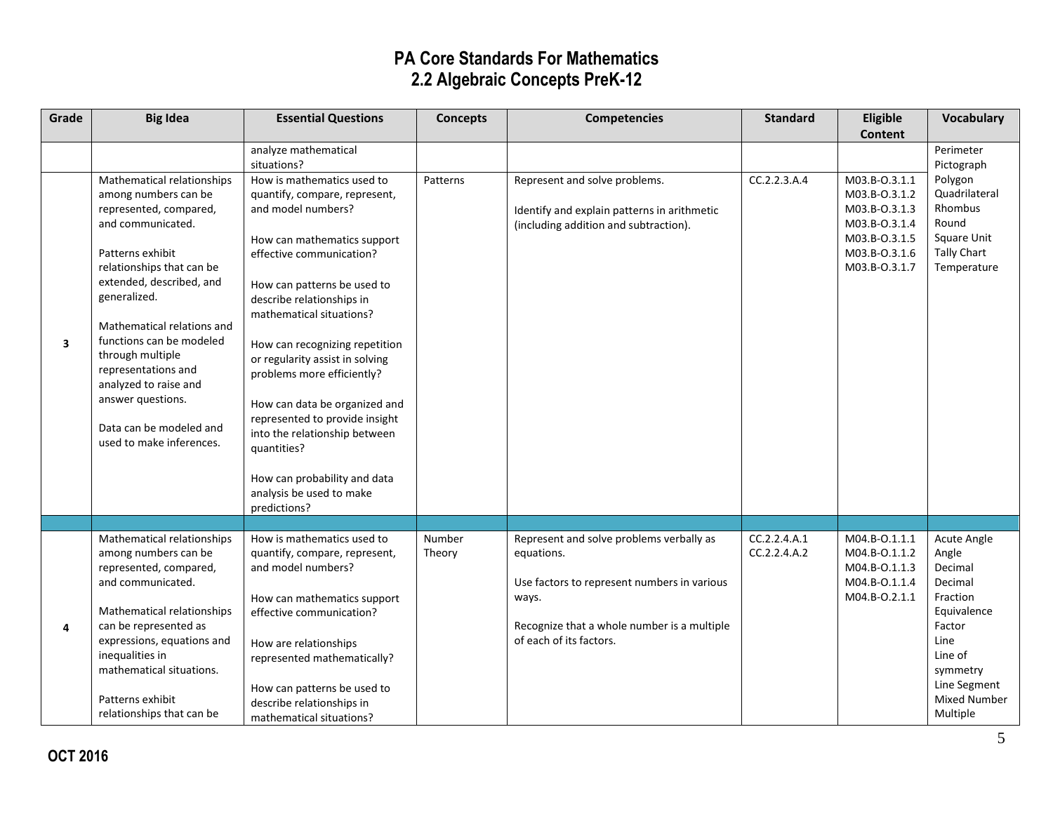# PA Core Standards For Mathematics
## 2.2 Algebraic Concepts PreK-12

| Grade | Big Idea | Essential Questions | Concepts | Competencies | Standard | Eligible Content | Vocabulary |
|---|---|---|---|---|---|---|---|
| | | analyze mathematical situations? | | | | | Perimeter Pictograph Polygon Quadrilateral Rhombus Round Square Unit Tally Chart Temperature |
| 3 | Mathematical relationships among numbers can be represented, compared, and communicated.<br><br>Patterns exhibit relationships that can be extended, described, and generalized.<br><br>Mathematical relations and functions can be modeled through multiple representations and analyzed to raise and answer questions.<br><br>Data can be modeled and used to make inferences. | How is mathematics used to quantify, compare, represent, and model numbers?<br><br>How can mathematics support effective communication?<br><br>How can patterns be used to describe relationships in mathematical situations?<br><br>How can recognizing repetition or regularity assist in solving problems more efficiently?<br><br>How can data be organized and represented to provide insight into the relationship between quantities?<br><br>How can probability and data analysis be used to make predictions? | Patterns | Represent and solve problems.<br><br>Identify and explain patterns in arithmetic (including addition and subtraction). | CC.2.2.3.A.4 | M03.B-O.3.1.1 M03.B-O.3.1.2 M03.B-O.3.1.3 M03.B-O.3.1.4 M03.B-O.3.1.5 M03.B-O.3.1.6 M03.B-O.3.1.7 | |
| | | | | | | | |
| 4 | Mathematical relationships among numbers can be represented, compared, and communicated.<br><br>Mathematical relationships can be represented as expressions, equations and inequalities in mathematical situations.<br><br>Patterns exhibit relationships that can be | How is mathematics used to quantify, compare, represent, and model numbers?<br><br>How can mathematics support effective communication?<br><br>How are relationships represented mathematically?<br><br>How can patterns be used to describe relationships in mathematical situations? | Number Theory | Represent and solve problems verbally as equations.<br><br>Use factors to represent numbers in various ways.<br><br>Recognize that a whole number is a multiple of each of its factors. | CC.2.2.4.A.1 CC.2.2.4.A.2 | M04.B-O.1.1.1 M04.B-O.1.1.2 M04.B-O.1.1.3 M04.B-O.1.1.4 M04.B-O.2.1.1 | Acute Angle Angle Decimal Decimal Fraction Equivalence Factor Line Line of symmetry Line Segment Mixed Number Multiple |

OCT 2016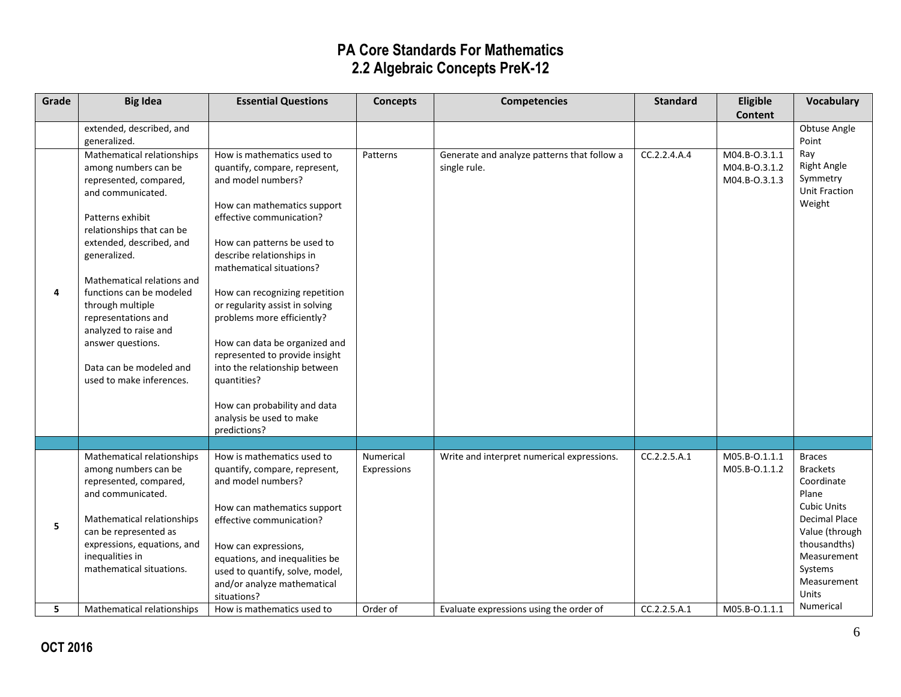# PA Core Standards For Mathematics
## 2.2 Algebraic Concepts PreK-12

| Grade | Big Idea | Essential Questions | Concepts | Competencies | Standard | Eligible Content | Vocabulary |
|---|---|---|---|---|---|---|---|
| | extended, described, and generalized. | | | | | | Obtuse Angle<br>Point<br>Ray<br>Right Angle<br>Symmetry<br>Unit Fraction<br>Weight |
| 4 | Mathematical relationships among numbers can be represented, compared, and communicated.<br><br>Patterns exhibit relationships that can be extended, described, and generalized.<br><br>Mathematical relations and functions can be modeled through multiple representations and analyzed to raise and answer questions.<br><br>Data can be modeled and used to make inferences. | How is mathematics used to quantify, compare, represent, and model numbers?<br><br>How can mathematics support effective communication?<br><br>How can patterns be used to describe relationships in mathematical situations?<br><br>How can recognizing repetition or regularity assist in solving problems more efficiently?<br><br>How can data be organized and represented to provide insight into the relationship between quantities?<br><br>How can probability and data analysis be used to make predictions? | Patterns | Generate and analyze patterns that follow a single rule. | CC.2.2.4.A.4 | M04.B-O.3.1.1<br>M04.B-O.3.1.2<br>M04.B-O.3.1.3 | |
| | | | | | | | |
| 5 | Mathematical relationships among numbers can be represented, compared, and communicated.<br><br>Mathematical relationships can be represented as expressions, equations, and inequalities in mathematical situations. | How is mathematics used to quantify, compare, represent, and model numbers?<br><br>How can mathematics support effective communication?<br><br>How can expressions, equations, and inequalities be used to quantify, solve, model, and/or analyze mathematical situations? | Numerical Expressions | Write and interpret numerical expressions. | CC.2.2.5.A.1 | M05.B-O.1.1.1<br>M05.B-O.1.1.2 | Braces<br>Brackets<br>Coordinate Plane<br>Cubic Units<br>Decimal Place Value (through thousandths)<br>Measurement Systems<br>Measurement Units<br>Numerical |
| 5 | Mathematical relationships | How is mathematics used to | Order of | Evaluate expressions using the order of | CC.2.2.5.A.1 | M05.B-O.1.1.1 | |

OCT 2016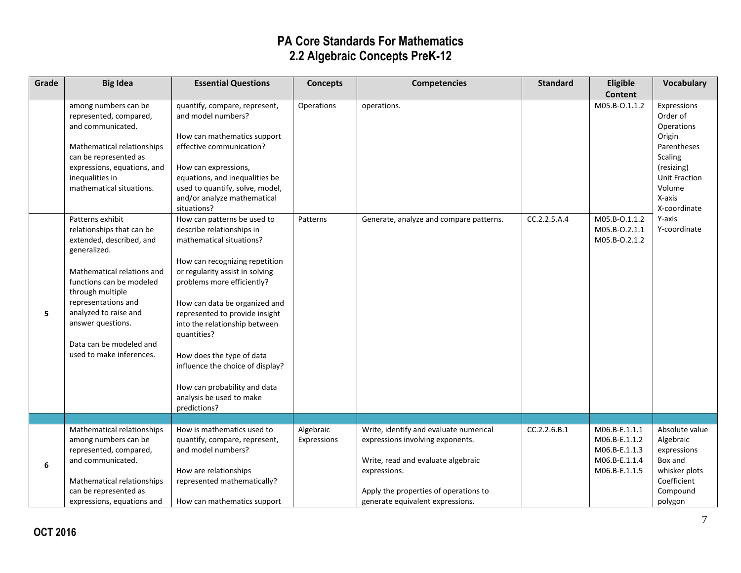# PA Core Standards For Mathematics
## 2.2 Algebraic Concepts PreK-12

| Grade | Big Idea | Essential Questions | Concepts | Competencies | Standard | Eligible Content | Vocabulary |
|---|---|---|---|---|---|---|---|
| | among numbers can be represented, compared, and communicated.<br><br>Mathematical relationships can be represented as expressions, equations, and inequalities in mathematical situations. | quantify, compare, represent, and model numbers?<br><br>How can mathematics support effective communication?<br><br>How can expressions, equations, and inequalities be used to quantify, solve, model, and/or analyze mathematical situations? | Operations | operations. | | M05.B-O.1.1.2 | Expressions<br>Order of Operations<br>Origin<br>Parentheses<br>Scaling (resizing)<br>Unit Fraction<br>Volume<br>X-axis<br>X-coordinate<br>Y-axis<br>Y-coordinate |
| 5 | Patterns exhibit relationships that can be extended, described, and generalized.<br><br>Mathematical relations and functions can be modeled through multiple representations and analyzed to raise and answer questions.<br><br>Data can be modeled and used to make inferences. | How can patterns be used to describe relationships in mathematical situations?<br><br>How can recognizing repetition or regularity assist in solving problems more efficiently?<br><br>How can data be organized and represented to provide insight into the relationship between quantities?<br><br>How does the type of data influence the choice of display?<br><br>How can probability and data analysis be used to make predictions? | Patterns | Generate, analyze and compare patterns. | CC.2.2.5.A.4 | M05.B-O.1.1.2<br>M05.B-O.2.1.1<br>M05.B-O.2.1.2 | |
| | | | | | | | |
| 6 | Mathematical relationships among numbers can be represented, compared, and communicated.<br><br>Mathematical relationships can be represented as expressions, equations and | How is mathematics used to quantify, compare, represent, and model numbers?<br><br>How are relationships represented mathematically?<br><br>How can mathematics support | Algebraic Expressions | Write, identify and evaluate numerical expressions involving exponents.<br><br>Write, read and evaluate algebraic expressions.<br><br>Apply the properties of operations to generate equivalent expressions. | CC.2.2.6.B.1 | M06.B-E.1.1.1<br>M06.B-E.1.1.2<br>M06.B-E.1.1.3<br>M06.B-E.1.1.4<br>M06.B-E.1.1.5 | Absolute value<br>Algebraic expressions<br>Box and whisker plots<br>Coefficient<br>Compound polygon |

OCT 2016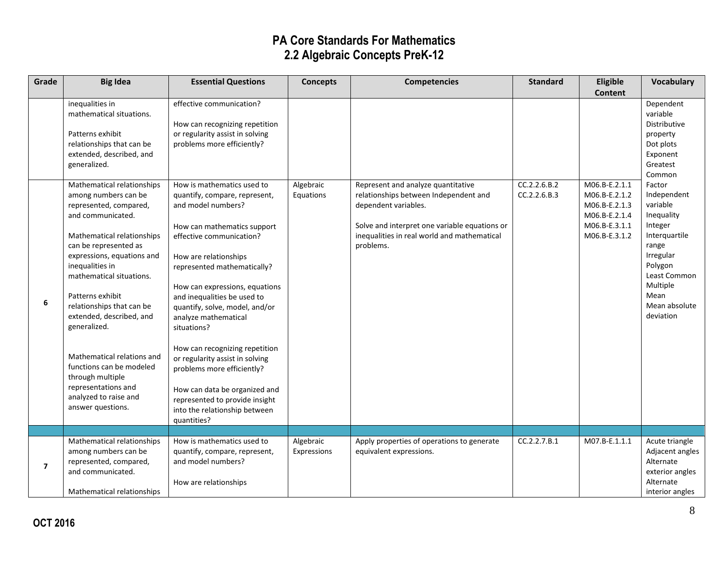# PA Core Standards For Mathematics
## 2.2 Algebraic Concepts PreK-12

| Grade | Big Idea | Essential Questions | Concepts | Competencies | Standard | Eligible Content | Vocabulary |
|---|---|---|---|---|---|---|---|
| | inequalities in mathematical situations.<br><br>Patterns exhibit relationships that can be extended, described, and generalized. | effective communication?<br><br>How can recognizing repetition or regularity assist in solving problems more efficiently? | | | | | Dependent variable<br>Distributive property<br>Dot plots<br>Exponent<br>Greatest Common Factor<br>Independent variable<br>Inequality<br>Integer<br>Interquartile range<br>Irregular Polygon<br>Least Common Multiple<br>Mean<br>Mean absolute deviation |
| 6 | Mathematical relationships among numbers can be represented, compared, and communicated.<br><br>Mathematical relationships can be represented as expressions, equations and inequalities in mathematical situations.<br><br>Patterns exhibit relationships that can be extended, described, and generalized.<br><br>Mathematical relations and functions can be modeled through multiple representations and analyzed to raise and answer questions. | How is mathematics used to quantify, compare, represent, and model numbers?<br><br>How can mathematics support effective communication?<br><br>How are relationships represented mathematically?<br><br>How can expressions, equations and inequalities be used to quantify, solve, model, and/or analyze mathematical situations?<br><br>How can recognizing repetition or regularity assist in solving problems more efficiently?<br><br>How can data be organized and represented to provide insight into the relationship between quantities? | Algebraic Equations | Represent and analyze quantitative relationships between Independent and dependent variables.<br><br>Solve and interpret one variable equations or inequalities in real world and mathematical problems. | CC.2.2.6.B.2<br>CC.2.2.6.B.3 | M06.B-E.2.1.1<br>M06.B-E.2.1.2<br>M06.B-E.2.1.3<br>M06.B-E.2.1.4<br>M06.B-E.3.1.1<br>M06.B-E.3.1.2 | |
| | | | | | | | |
| 7 | Mathematical relationships among numbers can be represented, compared, and communicated.<br><br>Mathematical relationships | How is mathematics used to quantify, compare, represent, and model numbers?<br><br>How are relationships | Algebraic Expressions | Apply properties of operations to generate equivalent expressions. | CC.2.2.7.B.1 | M07.B-E.1.1.1 | Acute triangle<br>Adjacent angles<br>Alternate exterior angles<br>Alternate interior angles |

OCT 2016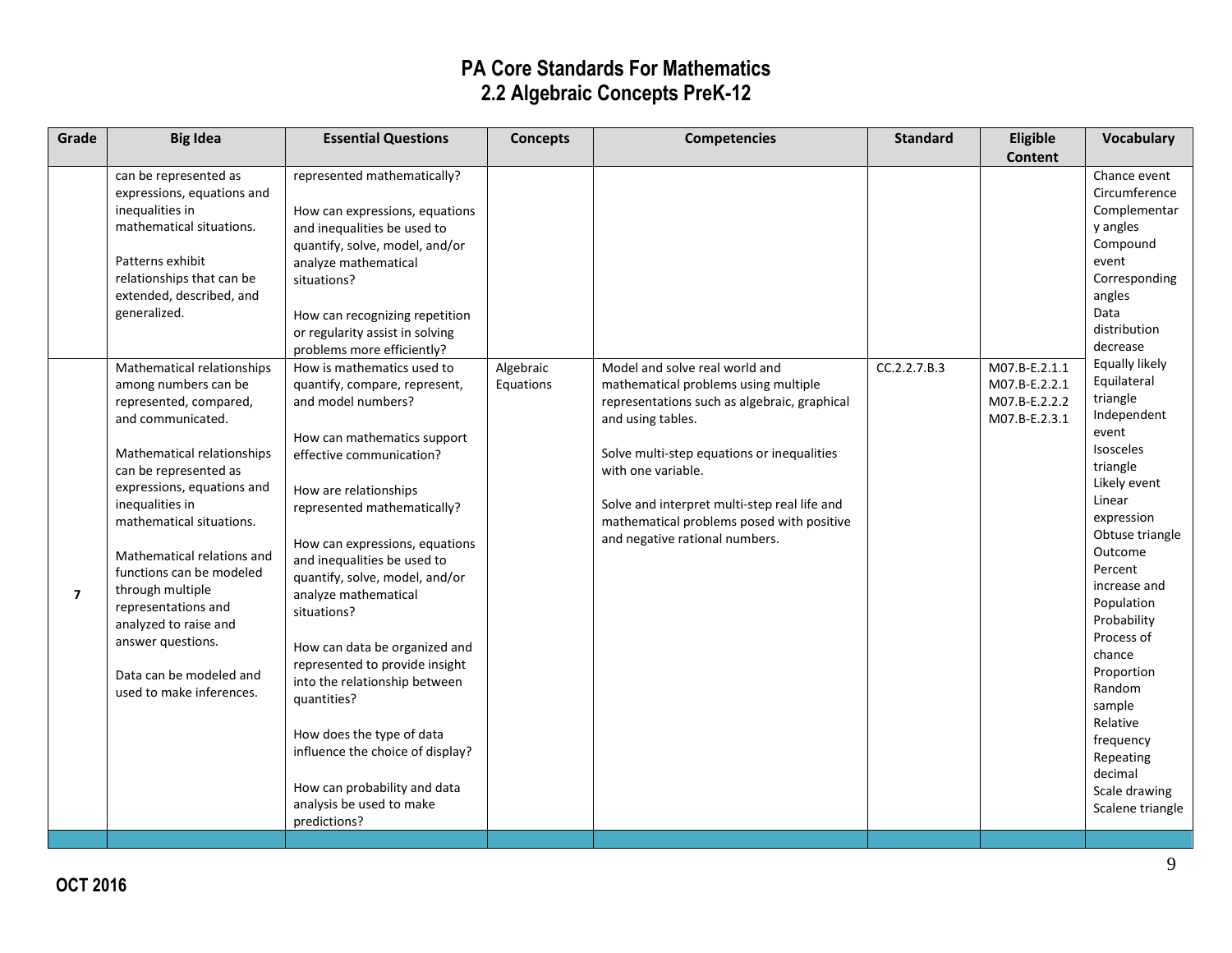# PA Core Standards For Mathematics
## 2.2 Algebraic Concepts PreK-12

| Grade | Big Idea | Essential Questions | Concepts | Competencies | Standard | Eligible Content | Vocabulary |
|---|---|---|---|---|---|---|---|
| | can be represented as expressions, equations and inequalities in mathematical situations.<br><br>Patterns exhibit relationships that can be extended, described, and generalized. | represented mathematically?<br><br>How can expressions, equations and inequalities be used to quantify, solve, model, and/or analyze mathematical situations?<br><br>How can recognizing repetition or regularity assist in solving problems more efficiently? | | | | | Chance event<br>Circumference<br>Complementary angles<br>Compound event<br>Corresponding angles<br>Data distribution decrease<br>Equally likely<br>Equilateral triangle<br>Independent event<br>Isosceles triangle<br>Likely event<br>Linear expression<br>Obtuse triangle<br>Outcome<br>Percent increase and<br>Population<br>Probability<br>Process of chance<br>Proportion<br>Random sample<br>Relative frequency<br>Repeating decimal<br>Scale drawing<br>Scalene triangle |
| 7 | Mathematical relationships among numbers can be represented, compared, and communicated.<br><br>Mathematical relationships can be represented as expressions, equations and inequalities in mathematical situations.<br><br>Mathematical relations and functions can be modeled through multiple representations and analyzed to raise and answer questions.<br><br>Data can be modeled and used to make inferences. | How is mathematics used to quantify, compare, represent, and model numbers?<br><br>How can mathematics support effective communication?<br><br>How are relationships represented mathematically?<br><br>How can expressions, equations and inequalities be used to quantify, solve, model, and/or analyze mathematical situations?<br><br>How can data be organized and represented to provide insight into the relationship between quantities?<br><br>How does the type of data influence the choice of display?<br><br>How can probability and data analysis be used to make predictions? | Algebraic Equations | Model and solve real world and mathematical problems using multiple representations such as algebraic, graphical and using tables.<br><br>Solve multi-step equations or inequalities with one variable.<br><br>Solve and interpret multi-step real life and mathematical problems posed with positive and negative rational numbers. | CC.2.2.7.B.3 | M07.B-E.2.1.1<br>M07.B-E.2.2.1<br>M07.B-E.2.2.2<br>M07.B-E.2.3.1 | |

OCT 2016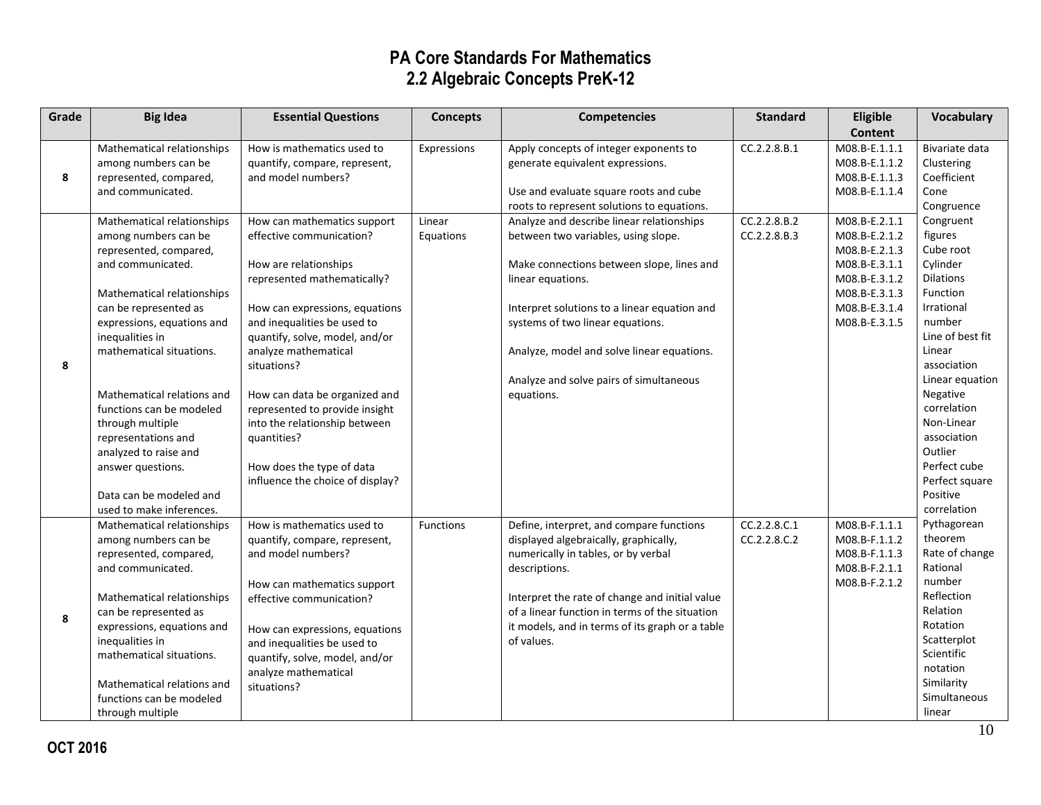# PA Core Standards For Mathematics
## 2.2 Algebraic Concepts PreK-12

| Grade | Big Idea | Essential Questions | Concepts | Competencies | Standard | Eligible Content | Vocabulary |
|---|---|---|---|---|---|---|---|
| 8 | Mathematical relationships among numbers can be represented, compared, and communicated. | How is mathematics used to quantify, compare, represent, and model numbers? | Expressions | Apply concepts of integer exponents to generate equivalent expressions.<br><br>Use and evaluate square roots and cube roots to represent solutions to equations. | CC.2.2.8.B.1 | M08.B-E.1.1.1<br>M08.B-E.1.1.2<br>M08.B-E.1.1.3<br>M08.B-E.1.1.4 | Bivariate data<br>Clustering<br>Coefficient<br>Cone<br>Congruence<br>Congruent figures<br>Cube root<br>Cylinder<br>Dilations<br>Function<br>Irrational number<br>Line of best fit<br>Linear association<br>Linear equation<br>Negative correlation<br>Non-Linear association<br>Outlier<br>Perfect cube<br>Perfect square<br>Positive correlation<br>Pythagorean theorem<br>Rate of change<br>Rational number<br>Reflection<br>Relation<br>Rotation<br>Scatterplot<br>Scientific notation<br>Similarity<br>Simultaneous linear |
| 8 | Mathematical relationships among numbers can be represented, compared, and communicated.<br><br>Mathematical relationships can be represented as expressions, equations and inequalities in mathematical situations.<br><br>Mathematical relations and functions can be modeled through multiple representations and analyzed to raise and answer questions.<br><br>Data can be modeled and used to make inferences. | How can mathematics support effective communication?<br><br>How are relationships represented mathematically?<br><br>How can expressions, equations and inequalities be used to quantify, solve, model, and/or analyze mathematical situations?<br><br>How can data be organized and represented to provide insight into the relationship between quantities?<br><br>How does the type of data influence the choice of display? | Linear Equations | Analyze and describe linear relationships between two variables, using slope.<br><br>Make connections between slope, lines and linear equations.<br><br>Interpret solutions to a linear equation and systems of two linear equations.<br><br>Analyze, model and solve linear equations.<br><br>Analyze and solve pairs of simultaneous equations. | CC.2.2.8.B.2<br>CC.2.2.8.B.3 | M08.B-E.2.1.1<br>M08.B-E.2.1.2<br>M08.B-E.2.1.3<br>M08.B-E.3.1.1<br>M08.B-E.3.1.2<br>M08.B-E.3.1.3<br>M08.B-E.3.1.4<br>M08.B-E.3.1.5 | |
| 8 | Mathematical relationships among numbers can be represented, compared, and communicated.<br><br>Mathematical relationships can be represented as expressions, equations and inequalities in mathematical situations.<br><br>Mathematical relations and functions can be modeled through multiple | How is mathematics used to quantify, compare, represent, and model numbers?<br><br>How can mathematics support effective communication?<br><br>How can expressions, equations and inequalities be used to quantify, solve, model, and/or analyze mathematical situations? | Functions | Define, interpret, and compare functions displayed algebraically, graphically, numerically in tables, or by verbal descriptions.<br><br>Interpret the rate of change and initial value of a linear function in terms of the situation it models, and in terms of its graph or a table of values. | CC.2.2.8.C.1<br>CC.2.2.8.C.2 | M08.B-F.1.1.1<br>M08.B-F.1.1.2<br>M08.B-F.1.1.3<br>M08.B-F.2.1.1<br>M08.B-F.2.1.2 | |

**OCT 2016**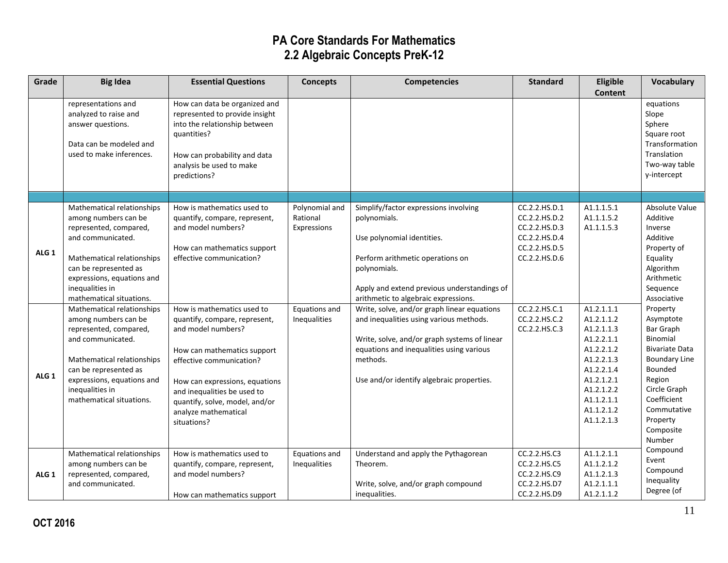# PA Core Standards For Mathematics
## 2.2 Algebraic Concepts PreK-12

| Grade | Big Idea | Essential Questions | Concepts | Competencies | Standard | Eligible Content | Vocabulary |
|---|---|---|---|---|---|---|---|
| | representations and analyzed to raise and answer questions.<br><br>Data can be modeled and used to make inferences. | How can data be organized and represented to provide insight into the relationship between quantities?<br><br>How can probability and data analysis be used to make predictions? | | | | | equations<br>Slope<br>Sphere<br>Square root<br>Transformation<br>Translation<br>Two-way table<br>y-intercept |
| | | | | | | | |
| ALG 1 | Mathematical relationships among numbers can be represented, compared, and communicated.<br><br>Mathematical relationships can be represented as expressions, equations and inequalities in mathematical situations. | How is mathematics used to quantify, compare, represent, and model numbers?<br><br>How can mathematics support effective communication? | Polynomial and Rational Expressions | Simplify/factor expressions involving polynomials.<br><br>Use polynomial identities.<br><br>Perform arithmetic operations on polynomials.<br><br>Apply and extend previous understandings of arithmetic to algebraic expressions. | CC.2.2.HS.D.1<br>CC.2.2.HS.D.2<br>CC.2.2.HS.D.3<br>CC.2.2.HS.D.4<br>CC.2.2.HS.D.5<br>CC.2.2.HS.D.6 | A1.1.1.5.1<br>A1.1.1.5.2<br>A1.1.1.5.3 | Absolute Value<br>Additive Inverse<br>Additive Property of Equality<br>Algorithm<br>Arithmetic Sequence<br>Associative Property<br>Asymptote<br>Bar Graph<br>Binomial<br>Bivariate Data<br>Boundary Line<br>Bounded Region<br>Circle Graph<br>Coefficient<br>Commutative Property<br>Composite Number<br>Compound Event<br>Compound Inequality<br>Degree (of |
| ALG 1 | Mathematical relationships among numbers can be represented, compared, and communicated.<br><br>Mathematical relationships can be represented as expressions, equations and inequalities in mathematical situations. | How is mathematics used to quantify, compare, represent, and model numbers?<br><br>How can mathematics support effective communication?<br><br>How can expressions, equations and inequalities be used to quantify, solve, model, and/or analyze mathematical situations? | Equations and Inequalities | Write, solve, and/or graph linear equations and inequalities using various methods.<br><br>Write, solve, and/or graph systems of linear equations and inequalities using various methods.<br><br>Use and/or identify algebraic properties. | CC.2.2.HS.C.1<br>CC.2.2.HS.C.2<br>CC.2.2.HS.C.3 | A1.2.1.1.1<br>A1.2.1.1.2<br>A1.2.1.1.3<br>A1.2.2.1.1<br>A1.2.2.1.2<br>A1.2.2.1.3<br>A1.2.2.1.4<br>A1.2.1.2.1<br>A1.2.1.2.2<br>A1.1.2.1.1<br>A1.1.2.1.2<br>A1.1.2.1.3 | |
| ALG 1 | Mathematical relationships among numbers can be represented, compared, and communicated. | How is mathematics used to quantify, compare, represent, and model numbers?<br><br>How can mathematics support | Equations and Inequalities | Understand and apply the Pythagorean Theorem.<br><br>Write, solve, and/or graph compound inequalities. | CC.2.2.HS.C3<br>CC.2.2.HS.C5<br>CC.2.2.HS.C9<br>CC.2.2.HS.D7<br>CC.2.2.HS.D9 | A1.1.2.1.1<br>A1.1.2.1.2<br>A1.1.2.1.3<br>A1.2.1.1.1<br>A1.2.1.1.2 | |

OCT 2016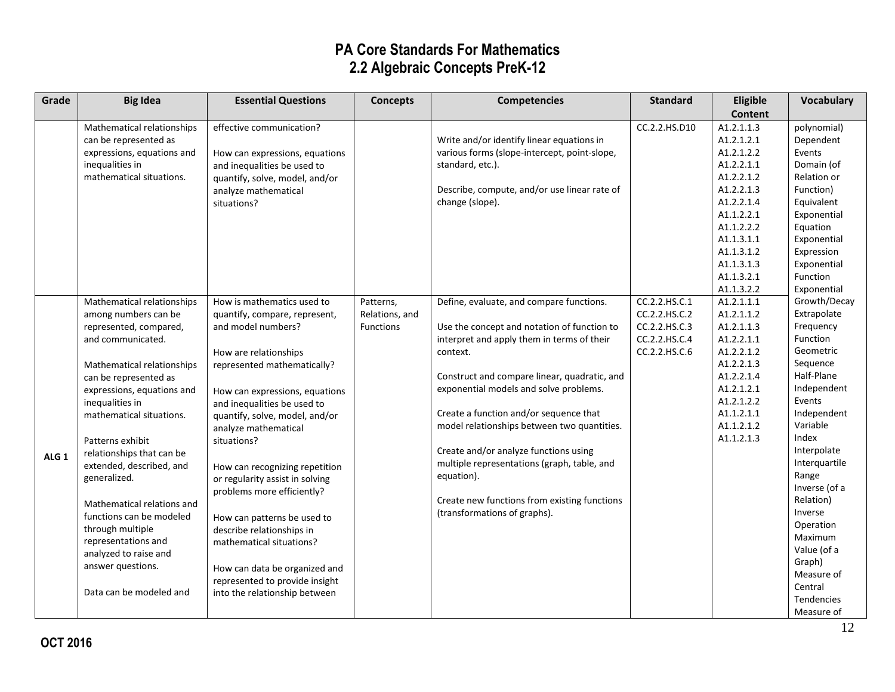# PA Core Standards For Mathematics
## 2.2 Algebraic Concepts PreK-12

| Grade | Big Idea | Essential Questions | Concepts | Competencies | Standard | Eligible Content | Vocabulary |
|---|---|---|---|---|---|---|---|
| | Mathematical relationships can be represented as expressions, equations and inequalities in mathematical situations. | effective communication?<br><br>How can expressions, equations and inequalities be used to quantify, solve, model, and/or analyze mathematical situations? | | Write and/or identify linear equations in various forms (slope-intercept, point-slope, standard, etc.).<br><br>Describe, compute, and/or use linear rate of change (slope). | CC.2.2.HS.D10 | A1.2.1.1.3<br>A1.2.1.2.1<br>A1.2.1.2.2<br>A1.2.2.1.1<br>A1.2.2.1.2<br>A1.2.2.1.3<br>A1.2.2.1.4<br>A1.1.2.2.1<br>A1.1.2.2.2<br>A1.1.3.1.1<br>A1.1.3.1.2<br>A1.1.3.1.3<br>A1.1.3.2.1<br>A1.1.3.2.2 | polynomial)<br>Dependent Events<br>Domain (of Relation or Function)<br>Equivalent<br>Exponential Equation<br>Exponential Expression<br>Exponential Function<br>Exponential Growth/Decay<br>Extrapolate<br>Frequency<br>Function<br>Geometric Sequence<br>Half-Plane<br>Independent Events<br>Independent Variable<br>Index<br>Interpolate<br>Interquartile Range<br>Inverse (of a Relation)<br>Inverse Operation<br>Maximum Value (of a Graph)<br>Measure of Central Tendencies<br>Measure of |
| ALG 1 | Mathematical relationships among numbers can be represented, compared, and communicated.<br><br>Mathematical relationships can be represented as expressions, equations and inequalities in mathematical situations.<br><br>Patterns exhibit relationships that can be extended, described, and generalized.<br><br>Mathematical relations and functions can be modeled through multiple representations and analyzed to raise and answer questions.<br><br>Data can be modeled and | How is mathematics used to quantify, compare, represent, and model numbers?<br><br>How are relationships represented mathematically?<br><br>How can expressions, equations and inequalities be used to quantify, solve, model, and/or analyze mathematical situations?<br><br>How can recognizing repetition or regularity assist in solving problems more efficiently?<br><br>How can patterns be used to describe relationships in mathematical situations?<br><br>How can data be organized and represented to provide insight into the relationship between | Patterns, Relations, and Functions | Define, evaluate, and compare functions.<br><br>Use the concept and notation of function to interpret and apply them in terms of their context.<br><br>Construct and compare linear, quadratic, and exponential models and solve problems.<br><br>Create a function and/or sequence that model relationships between two quantities.<br><br>Create and/or analyze functions using multiple representations (graph, table, and equation).<br><br>Create new functions from existing functions (transformations of graphs). | CC.2.2.HS.C.1<br>CC.2.2.HS.C.2<br>CC.2.2.HS.C.3<br>CC.2.2.HS.C.4<br>CC.2.2.HS.C.6 | A1.2.1.1.1<br>A1.2.1.1.2<br>A1.2.1.1.3<br>A1.2.2.1.1<br>A1.2.2.1.2<br>A1.2.2.1.3<br>A1.2.2.1.4<br>A1.2.1.2.1<br>A1.2.1.2.2<br>A1.1.2.1.1<br>A1.1.2.1.2<br>A1.1.2.1.3 | |

OCT 2016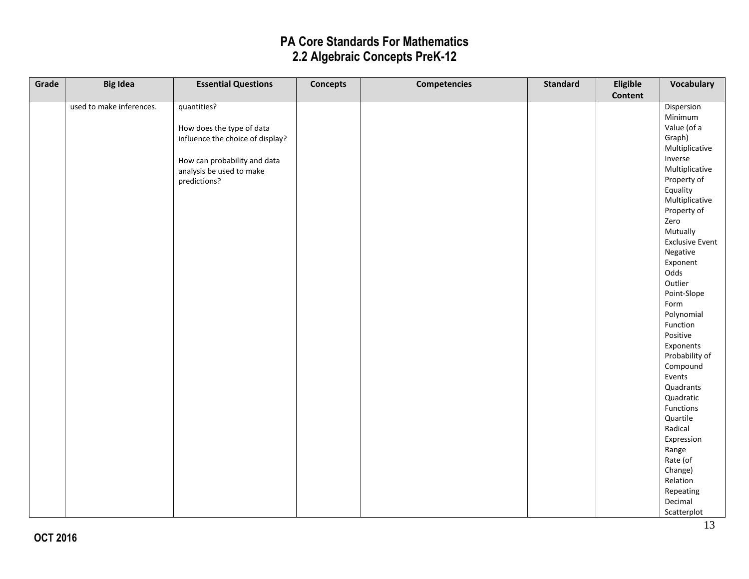# PA Core Standards For Mathematics
## 2.2 Algebraic Concepts PreK-12

| Grade | Big Idea | Essential Questions | Concepts | Competencies | Standard | Eligible Content | Vocabulary |
|---|---|---|---|---|---|---|---|
| | used to make inferences. | quantities?<br><br>How does the type of data influence the choice of display?<br><br>How can probability and data analysis be used to make predictions? | | | | | Dispersion<br>Minimum Value (of a Graph)<br>Multiplicative Inverse<br>Multiplicative Property of Equality<br>Multiplicative Property of Zero<br>Mutually Exclusive Event<br>Negative Exponent<br>Odds<br>Outlier<br>Point-Slope Form<br>Polynomial Function<br>Positive Exponents<br>Probability of Compound Events<br>Quadrants<br>Quadratic Functions<br>Quartile<br>Radical Expression<br>Range<br>Rate (of Change)<br>Relation<br>Repeating Decimal<br>Scatterplot |

OCT 2016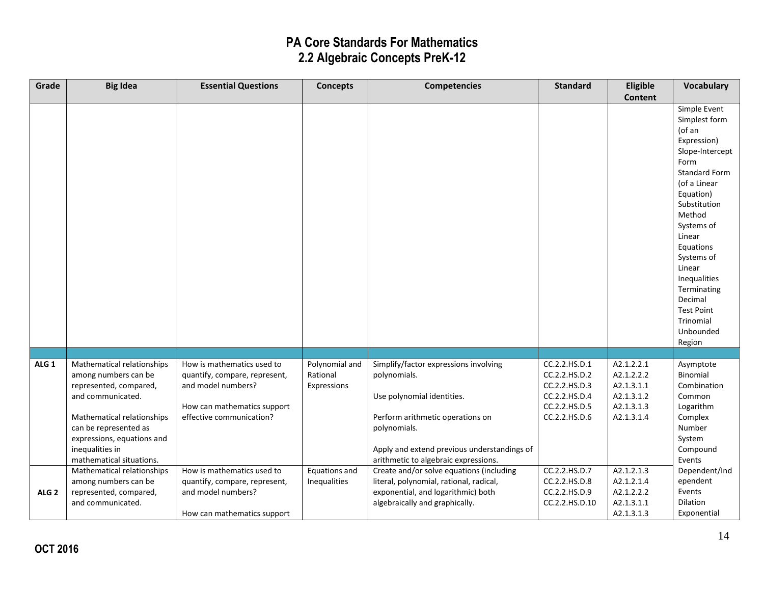# PA Core Standards For Mathematics
## 2.2 Algebraic Concepts PreK-12

| Grade | Big Idea | Essential Questions | Concepts | Competencies | Standard | Eligible Content | Vocabulary |
|---|---|---|---|---|---|---|---|
| | | | | | | | Simple Event<br>Simplest form (of an Expression)<br>Slope-Intercept Form<br>Standard Form (of a Linear Equation)<br>Substitution Method<br>Systems of Linear Equations<br>Systems of Linear Inequalities<br>Terminating Decimal<br>Test Point<br>Trinomial<br>Unbounded Region |
| | | | | | | | |
| ALG 1 | Mathematical relationships among numbers can be represented, compared, and communicated.<br><br>Mathematical relationships can be represented as expressions, equations and inequalities in mathematical situations. | How is mathematics used to quantify, compare, represent, and model numbers?<br><br>How can mathematics support effective communication? | Polynomial and Rational Expressions | Simplify/factor expressions involving polynomials.<br><br>Use polynomial identities.<br><br>Perform arithmetic operations on polynomials.<br><br>Apply and extend previous understandings of arithmetic to algebraic expressions. | CC.2.2.HS.D.1<br>CC.2.2.HS.D.2<br>CC.2.2.HS.D.3<br>CC.2.2.HS.D.4<br>CC.2.2.HS.D.5<br>CC.2.2.HS.D.6 | A2.1.2.2.1<br>A2.1.2.2.2<br>A2.1.3.1.1<br>A2.1.3.1.2<br>A2.1.3.1.3<br>A2.1.3.1.4 | Asymptote<br>Binomial<br>Combination<br>Common Logarithm<br>Complex Number System<br>Compound Events<br>Dependent/Independent Events<br>Dilation<br>Exponential |
| ALG 2 | Mathematical relationships among numbers can be represented, compared, and communicated. | How is mathematics used to quantify, compare, represent, and model numbers?<br><br>How can mathematics support | Equations and Inequalities | Create and/or solve equations (including literal, polynomial, rational, radical, exponential, and logarithmic) both algebraically and graphically. | CC.2.2.HS.D.7<br>CC.2.2.HS.D.8<br>CC.2.2.HS.D.9<br>CC.2.2.HS.D.10 | A2.1.2.1.3<br>A2.1.2.1.4<br>A2.1.2.2.2<br>A2.1.3.1.1<br>A2.1.3.1.3 | |

**OCT 2016**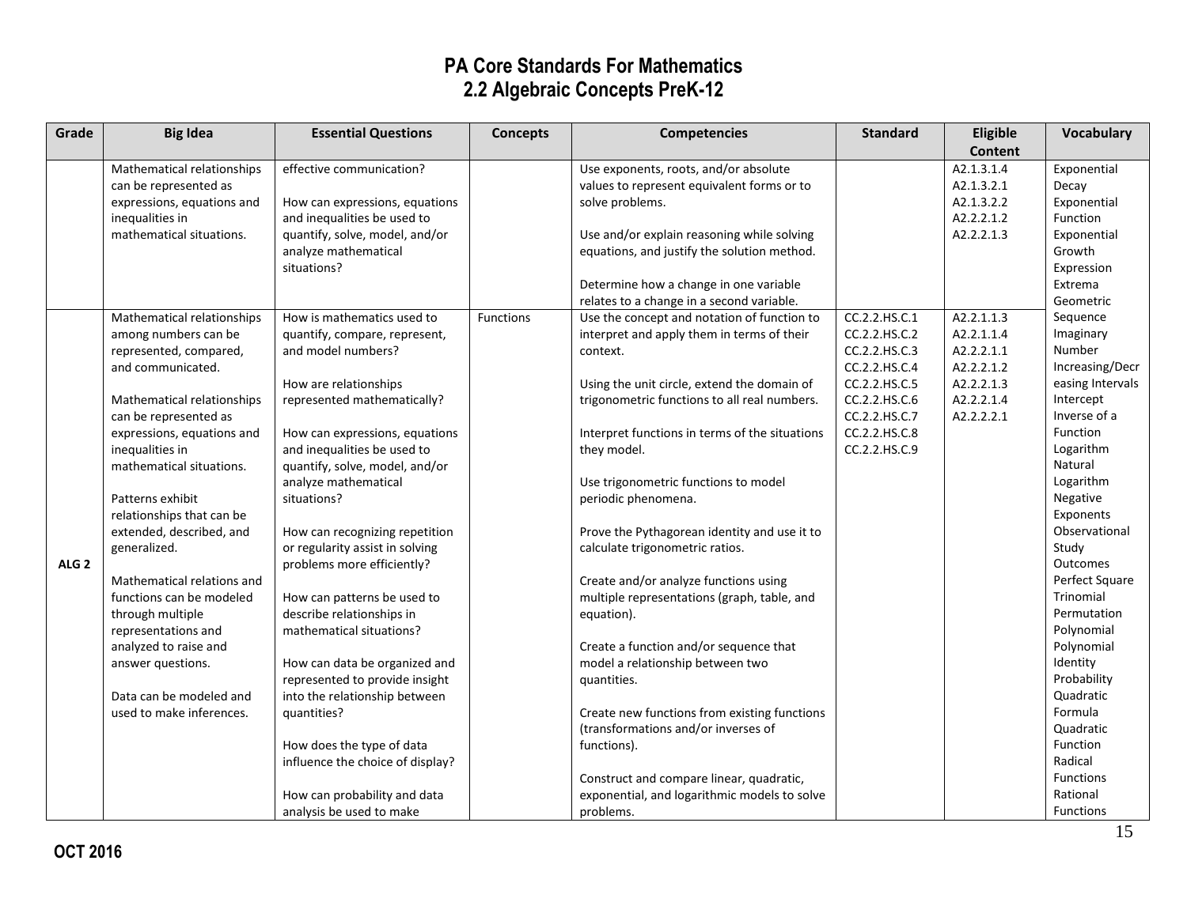# PA Core Standards For Mathematics
## 2.2 Algebraic Concepts PreK-12

| Grade | Big Idea | Essential Questions | Concepts | Competencies | Standard | Eligible Content | Vocabulary |
|---|---|---|---|---|---|---|---|
| | Mathematical relationships can be represented as expressions, equations and inequalities in mathematical situations. | effective communication?<br><br>How can expressions, equations and inequalities be used to quantify, solve, model, and/or analyze mathematical situations? | | Use exponents, roots, and/or absolute values to represent equivalent forms or to solve problems.<br><br>Use and/or explain reasoning while solving equations, and justify the solution method.<br><br>Determine how a change in one variable relates to a change in a second variable. | | A2.1.3.1.4<br>A2.1.3.2.1<br>A2.1.3.2.2<br>A2.2.2.1.2<br>A2.2.2.1.3 | Exponential Decay<br>Exponential Function<br>Exponential Growth<br>Expression<br>Extrema<br>Geometric Sequence<br>Imaginary Number<br>Increasing/Decreasing Intervals<br>Intercept<br>Inverse of a Function<br>Logarithm<br>Natural Logarithm<br>Negative Exponents<br>Observational Study<br>Outcomes<br>Perfect Square Trinomial<br>Permutation<br>Polynomial<br>Polynomial Identity<br>Probability<br>Quadratic Formula<br>Quadratic Function<br>Radical Functions<br>Rational Functions |
| ALG 2 | Mathematical relationships among numbers can be represented, compared, and communicated.<br><br>Mathematical relationships can be represented as expressions, equations and inequalities in mathematical situations.<br><br>Patterns exhibit relationships that can be extended, described, and generalized.<br><br>Mathematical relations and functions can be modeled through multiple representations and analyzed to raise and answer questions.<br><br>Data can be modeled and used to make inferences. | How is mathematics used to quantify, compare, represent, and model numbers?<br><br>How are relationships represented mathematically?<br><br>How can expressions, equations and inequalities be used to quantify, solve, model, and/or analyze mathematical situations?<br><br>How can recognizing repetition or regularity assist in solving problems more efficiently?<br><br>How can patterns be used to describe relationships in mathematical situations?<br><br>How can data be organized and represented to provide insight into the relationship between quantities?<br><br>How does the type of data influence the choice of display?<br><br>How can probability and data analysis be used to make | Functions | Use the concept and notation of function to interpret and apply them in terms of their context.<br><br>Using the unit circle, extend the domain of trigonometric functions to all real numbers.<br><br>Interpret functions in terms of the situations they model.<br><br>Use trigonometric functions to model periodic phenomena.<br><br>Prove the Pythagorean identity and use it to calculate trigonometric ratios.<br><br>Create and/or analyze functions using multiple representations (graph, table, and equation).<br><br>Create a function and/or sequence that model a relationship between two quantities.<br><br>Create new functions from existing functions (transformations and/or inverses of functions).<br><br>Construct and compare linear, quadratic, exponential, and logarithmic models to solve problems. | CC.2.2.HS.C.1<br>CC.2.2.HS.C.2<br>CC.2.2.HS.C.3<br>CC.2.2.HS.C.4<br>CC.2.2.HS.C.5<br>CC.2.2.HS.C.6<br>CC.2.2.HS.C.7<br>CC.2.2.HS.C.8<br>CC.2.2.HS.C.9 | A2.2.1.1.3<br>A2.2.1.1.4<br>A2.2.2.1.1<br>A2.2.2.1.2<br>A2.2.2.1.3<br>A2.2.2.1.4<br>A2.2.2.2.1 | |

OCT 2016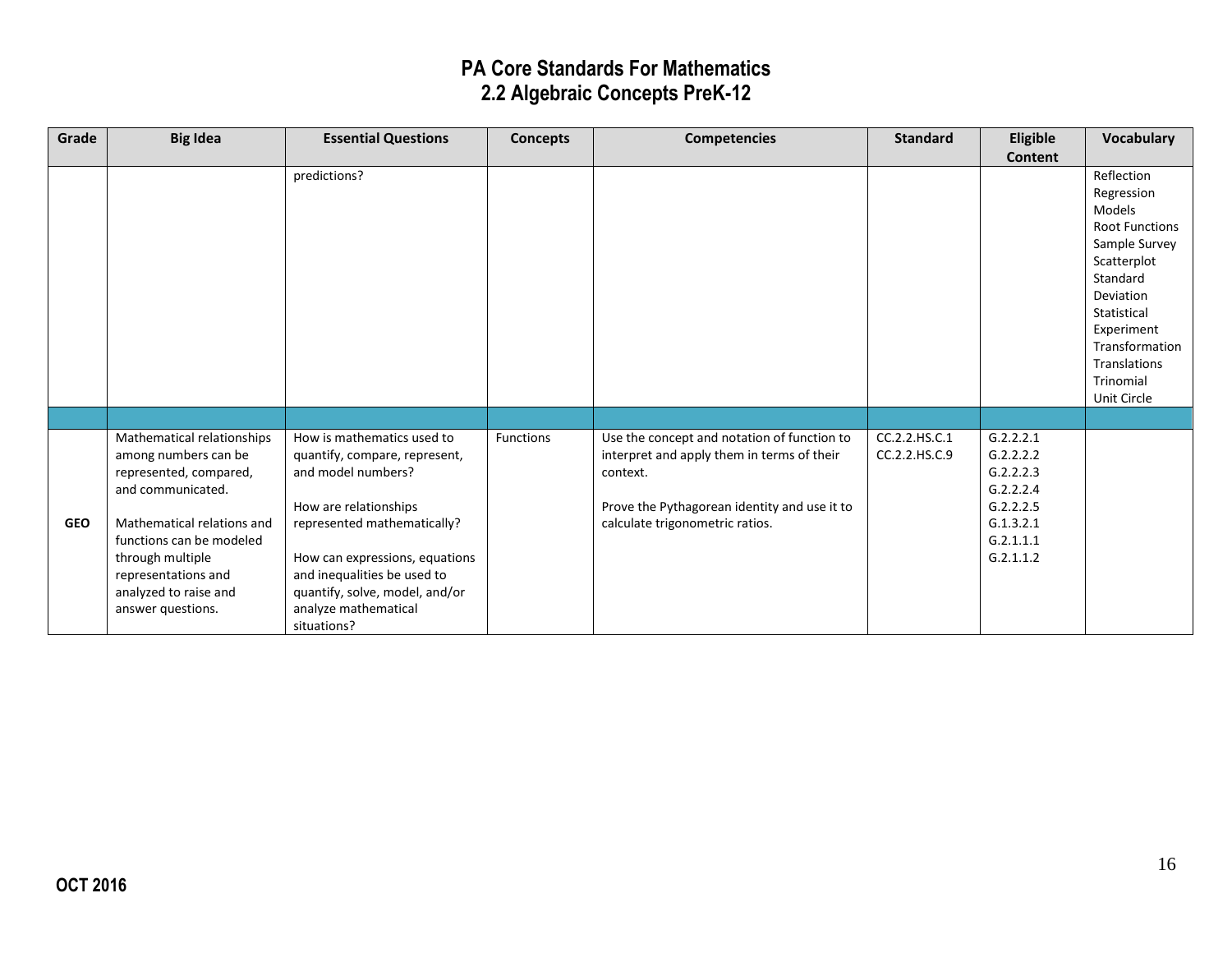# PA Core Standards For Mathematics
## 2.2 Algebraic Concepts PreK-12

| Grade | Big Idea | Essential Questions | Concepts | Competencies | Standard | Eligible Content | Vocabulary |
|---|---|---|---|---|---|---|---|
| | | predictions? | | | | | Reflection<br>Regression<br>Models<br>Root Functions<br>Sample Survey<br>Scatterplot<br>Standard Deviation<br>Statistical Experiment<br>Transformation<br>Translations<br>Trinomial<br>Unit Circle |
| | | | | | | | |
| GEO | Mathematical relationships among numbers can be represented, compared, and communicated.<br><br>Mathematical relations and functions can be modeled through multiple representations and analyzed to raise and answer questions. | How is mathematics used to quantify, compare, represent, and model numbers?<br><br>How are relationships represented mathematically?<br><br>How can expressions, equations and inequalities be used to quantify, solve, model, and/or analyze mathematical situations? | Functions | Use the concept and notation of function to interpret and apply them in terms of their context.<br><br>Prove the Pythagorean identity and use it to calculate trigonometric ratios. | CC.2.2.HS.C.1<br>CC.2.2.HS.C.9 | G.2.2.2.1<br>G.2.2.2.2<br>G.2.2.2.3<br>G.2.2.2.4<br>G.2.2.2.5<br>G.1.3.2.1<br>G.2.1.1.1<br>G.2.1.1.2 | |

OCT 2016